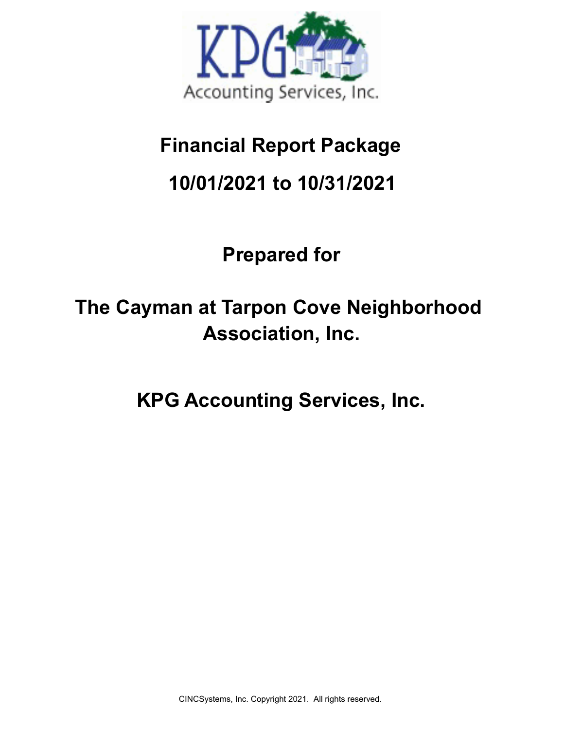KPG Accounting Services, Inc.

# Financial Report Package

# 10/01/2021 to 10/31/2021

## Prepared for

## The Cayman at Tarpon Cove Neighborhood Association, Inc.

## KPG Accounting Services, Inc.

CINCSystems, Inc. Copyright 2021. All rights reserved.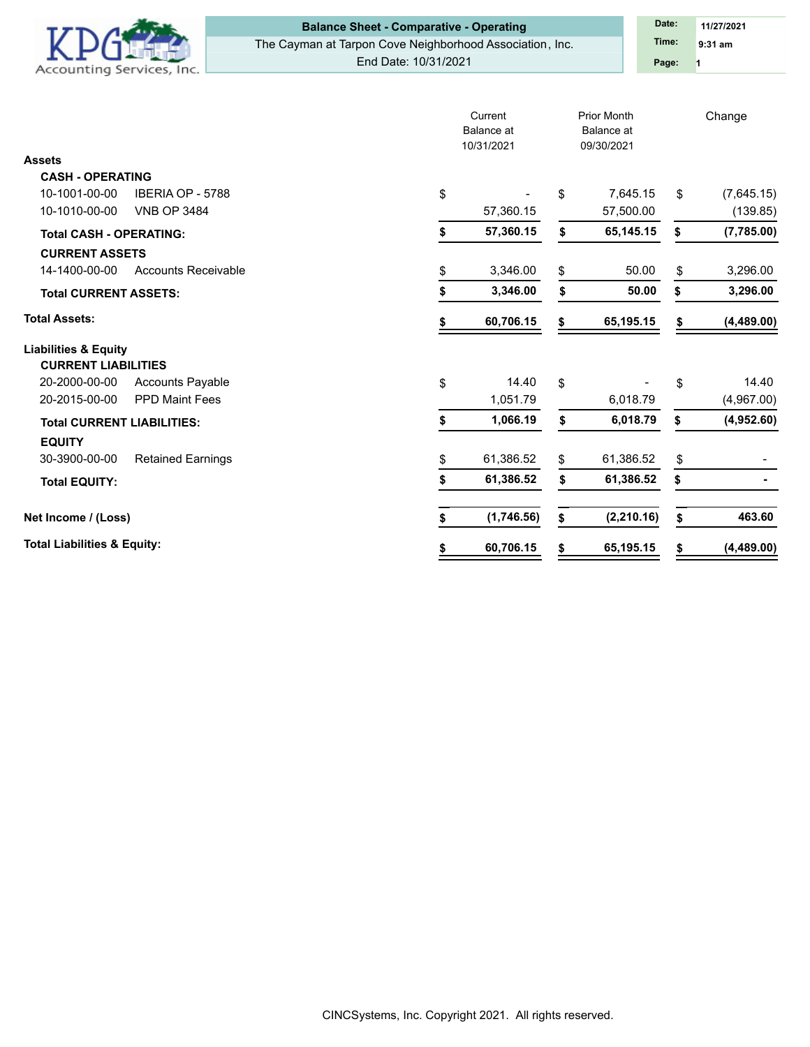# Balance Sheet - Comparative - Operating

The Cayman at Tarpon Cove Neighborhood Association, Inc.

End Date: 10/31/2021

Date: 11/27/2021
Time: 9:31 am
Page: 1

| | Current Balance at 10/31/2021 | Prior Month Balance at 09/30/2021 | Change |
|---|---|---|---|
| **Assets** | | | |
| **CASH - OPERATING** | | | |
| 10-1001-00-00 IBERIA OP - 5788 | $ - | $ 7,645.15 | $ (7,645.15) |
| 10-1010-00-00 VNB OP 3484 | 57,360.15 | 57,500.00 | (139.85) |
| **Total CASH - OPERATING:** | **$ 57,360.15** | **$ 65,145.15** | **$ (7,785.00)** |
| **CURRENT ASSETS** | | | |
| 14-1400-00-00 Accounts Receivable | $ 3,346.00 | $ 50.00 | $ 3,296.00 |
| **Total CURRENT ASSETS:** | **$ 3,346.00** | **$ 50.00** | **$ 3,296.00** |
| **Total Assets:** | **$ 60,706.15** | **$ 65,195.15** | **$ (4,489.00)** |
| **Liabilities & Equity** | | | |
| **CURRENT LIABILITIES** | | | |
| 20-2000-00-00 Accounts Payable | $ 14.40 | $ - | $ 14.40 |
| 20-2015-00-00 PPD Maint Fees | 1,051.79 | 6,018.79 | (4,967.00) |
| **Total CURRENT LIABILITIES:** | **$ 1,066.19** | **$ 6,018.79** | **$ (4,952.60)** |
| **EQUITY** | | | |
| 30-3900-00-00 Retained Earnings | $ 61,386.52 | $ 61,386.52 | $ - |
| **Total EQUITY:** | **$ 61,386.52** | **$ 61,386.52** | **$ -** |
| **Net Income / (Loss)** | **$ (1,746.56)** | **$ (2,210.16)** | **$ 463.60** |
| **Total Liabilities & Equity:** | **$ 60,706.15** | **$ 65,195.15** | **$ (4,489.00)** |

CINCSystems, Inc. Copyright 2021. All rights reserved.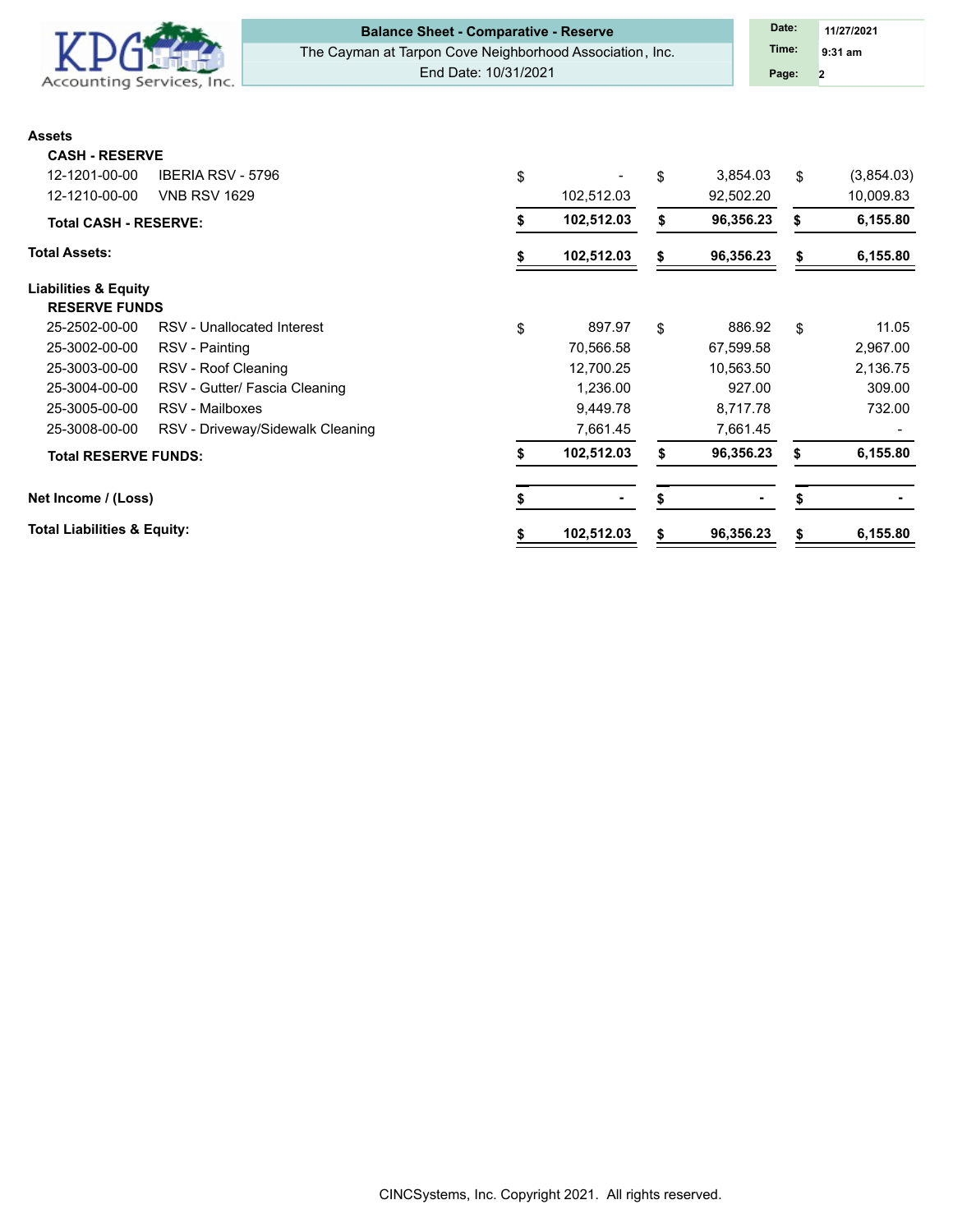**Balance Sheet - Comparative - Reserve**
The Cayman at Tarpon Cove Neighborhood Association, Inc.
End Date: 10/31/2021

Date: 11/27/2021
Time: 9:31 am

KPG Accounting Services, Inc.

| | | | | |
|---|---|---|---|---|
| **Assets** | | | | |
| **CASH - RESERVE** | | | | |
| 12-1201-00-00 | IBERIA RSV - 5796 | $ - | $ 3,854.03 | $ (3,854.03) |
| 12-1210-00-00 | VNB RSV 1629 | 102,512.03 | 92,502.20 | 10,009.83 |
| **Total CASH - RESERVE:** | | **$ 102,512.03** | **$ 96,356.23** | **$ 6,155.80** |
| **Total Assets:** | | **$ 102,512.03** | **$ 96,356.23** | **$ 6,155.80** |
| **Liabilities & Equity** | | | | |
| **RESERVE FUNDS** | | | | |
| 25-2502-00-00 | RSV - Unallocated Interest | $ 897.97 | $ 886.92 | $ 11.05 |
| 25-3002-00-00 | RSV - Painting | 70,566.58 | 67,599.58 | 2,967.00 |
| 25-3003-00-00 | RSV - Roof Cleaning | 12,700.25 | 10,563.50 | 2,136.75 |
| 25-3004-00-00 | RSV - Gutter/ Fascia Cleaning | 1,236.00 | 927.00 | 309.00 |
| 25-3005-00-00 | RSV - Mailboxes | 9,449.78 | 8,717.78 | 732.00 |
| 25-3008-00-00 | RSV - Driveway/Sidewalk Cleaning | 7,661.45 | 7,661.45 | - |
| **Total RESERVE FUNDS:** | | **$ 102,512.03** | **$ 96,356.23** | **$ 6,155.80** |
| **Net Income / (Loss)** | | **$ -** | **$ -** | **$ -** |
| **Total Liabilities & Equity:** | | **$ 102,512.03** | **$ 96,356.23** | **$ 6,155.80** |

CINCSystems, Inc. Copyright 2021. All rights reserved.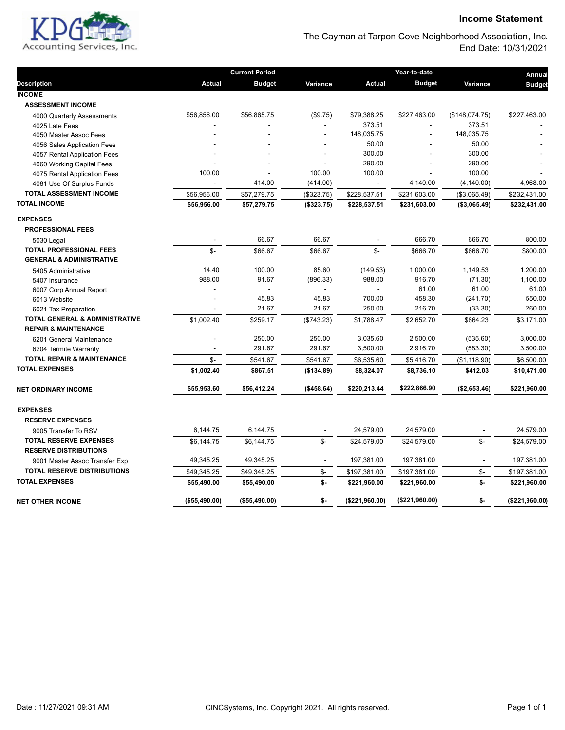KPG Accounting Services, Inc.

# Income Statement

The Cayman at Tarpon Cove Neighborhood Association, Inc.
End Date: 10/31/2021

| | Current Period | | | Year-to-date | | | Annual |
|---|---|---|---|---|---|---|---|
| **Description** | **Actual** | **Budget** | **Variance** | **Actual** | **Budget** | **Variance** | **Budget** |
| **INCOME** | | | | | | | |
| **ASSESSMENT INCOME** | | | | | | | |
| 4000 Quarterly Assessments | $56,856.00 | $56,865.75 | ($9.75) | $79,388.25 | $227,463.00 | ($148,074.75) | $227,463.00 |
| 4025 Late Fees | - | - | - | 373.51 | - | 373.51 | - |
| 4050 Master Assoc Fees | - | - | - | 148,035.75 | - | 148,035.75 | - |
| 4056 Sales Application Fees | - | - | - | 50.00 | - | 50.00 | - |
| 4057 Rental Application Fees | - | - | - | 300.00 | - | 300.00 | - |
| 4060 Working Capital Fees | - | - | - | 290.00 | - | 290.00 | - |
| 4075 Rental Application Fees | 100.00 | - | 100.00 | 100.00 | - | 100.00 | - |
| 4081 Use Of Surplus Funds | - | 414.00 | (414.00) | - | 4,140.00 | (4,140.00) | 4,968.00 |
| **TOTAL ASSESSMENT INCOME** | $56,956.00 | $57,279.75 | ($323.75) | $228,537.51 | $231,603.00 | ($3,065.49) | $232,431.00 |
| **TOTAL INCOME** | **$56,956.00** | **$57,279.75** | **($323.75)** | **$228,537.51** | **$231,603.00** | **($3,065.49)** | **$232,431.00** |
| **EXPENSES** | | | | | | | |
| **PROFESSIONAL FEES** | | | | | | | |
| 5030 Legal | - | 66.67 | 66.67 | - | 666.70 | 666.70 | 800.00 |
| **TOTAL PROFESSIONAL FEES** | $- | $66.67 | $66.67 | $- | $666.70 | $666.70 | $800.00 |
| **GENERAL & ADMINISTRATIVE** | | | | | | | |
| 5405 Administrative | 14.40 | 100.00 | 85.60 | (149.53) | 1,000.00 | 1,149.53 | 1,200.00 |
| 5407 Insurance | 988.00 | 91.67 | (896.33) | 988.00 | 916.70 | (71.30) | 1,100.00 |
| 6007 Corp Annual Report | - | - | - | - | 61.00 | 61.00 | 61.00 |
| 6013 Website | - | 45.83 | 45.83 | 700.00 | 458.30 | (241.70) | 550.00 |
| 6021 Tax Preparation | - | 21.67 | 21.67 | 250.00 | 216.70 | (33.30) | 260.00 |
| **TOTAL GENERAL & ADMINISTRATIVE** | $1,002.40 | $259.17 | ($743.23) | $1,788.47 | $2,652.70 | $864.23 | $3,171.00 |
| **REPAIR & MAINTENANCE** | | | | | | | |
| 6201 General Maintenance | - | 250.00 | 250.00 | 3,035.60 | 2,500.00 | (535.60) | 3,000.00 |
| 6204 Termite Warranty | - | 291.67 | 291.67 | 3,500.00 | 2,916.70 | (583.30) | 3,500.00 |
| **TOTAL REPAIR & MAINTENANCE** | $- | $541.67 | $541.67 | $6,535.60 | $5,416.70 | ($1,118.90) | $6,500.00 |
| **TOTAL EXPENSES** | **$1,002.40** | **$867.51** | **($134.89)** | **$8,324.07** | **$8,736.10** | **$412.03** | **$10,471.00** |
| **NET ORDINARY INCOME** | **$55,953.60** | **$56,412.24** | **($458.64)** | **$220,213.44** | **$222,866.90** | **($2,653.46)** | **$221,960.00** |
| **EXPENSES** | | | | | | | |
| **RESERVE EXPENSES** | | | | | | | |
| 9005 Transfer To RSV | 6,144.75 | 6,144.75 | - | 24,579.00 | 24,579.00 | - | 24,579.00 |
| **TOTAL RESERVE EXPENSES** | $6,144.75 | $6,144.75 | $- | $24,579.00 | $24,579.00 | $- | $24,579.00 |
| **RESERVE DISTRIBUTIONS** | | | | | | | |
| 9001 Master Assoc Transfer Exp | 49,345.25 | 49,345.25 | - | 197,381.00 | 197,381.00 | - | 197,381.00 |
| **TOTAL RESERVE DISTRIBUTIONS** | $49,345.25 | $49,345.25 | $- | $197,381.00 | $197,381.00 | $- | $197,381.00 |
| **TOTAL EXPENSES** | **$55,490.00** | **$55,490.00** | **$-** | **$221,960.00** | **$221,960.00** | **$-** | **$221,960.00** |
| **NET OTHER INCOME** | **($55,490.00)** | **($55,490.00)** | **$-** | **($221,960.00)** | **($221,960.00)** | **$-** | **($221,960.00)** |

Date : 11/27/2021 09:31 AM

CINCSystems, Inc. Copyright 2021. All rights reserved.